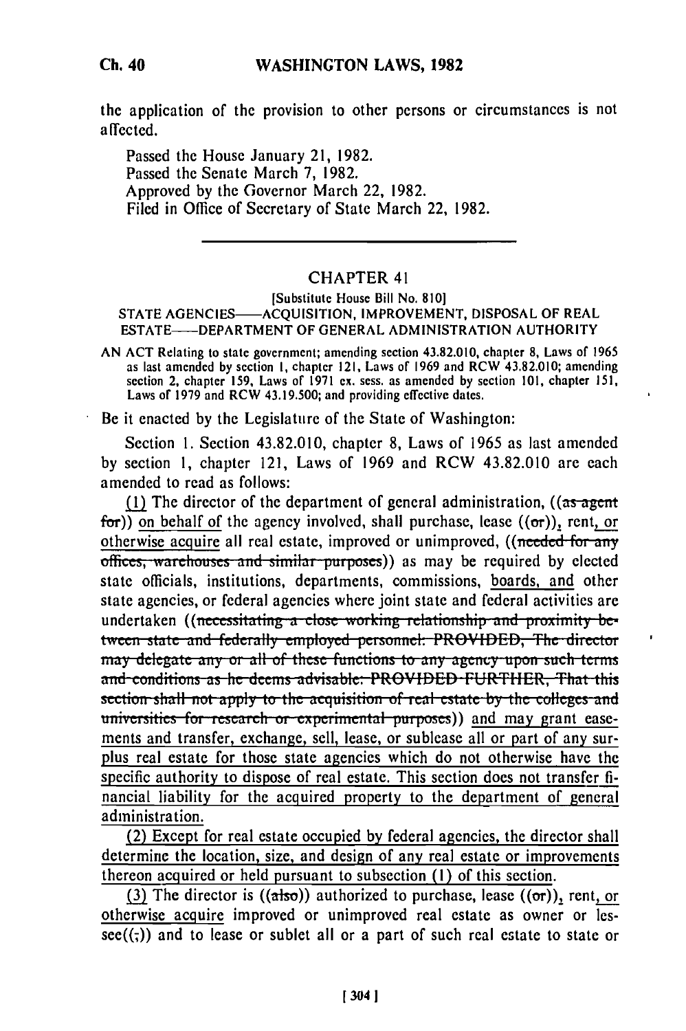the application of the provision to other persons or circumstances is not affected.

Passed the House January 21, 1982.
Passed the Senate March 7, 1982.
Approved by the Governor March 22, 1982.
Filed in Office of Secretary of State March 22, 1982.

---

## CHAPTER 41

[Substitute House Bill No. 810]

STATE AGENCIES——ACQUISITION, IMPROVEMENT, DISPOSAL OF REAL ESTATE——DEPARTMENT OF GENERAL ADMINISTRATION AUTHORITY

AN ACT Relating to state government; amending section 43.82.010, chapter 8, Laws of 1965 as last amended by section 1, chapter 121, Laws of 1969 and RCW 43.82.010; amending section 2, chapter 159, Laws of 1971 ex. sess. as amended by section 101, chapter 151, Laws of 1979 and RCW 43.19.500; and providing effective dates.

Be it enacted by the Legislature of the State of Washington:

Section 1. Section 43.82.010, chapter 8, Laws of 1965 as last amended by section 1, chapter 121, Laws of 1969 and RCW 43.82.010 are each amended to read as follows:

(1) The director of the department of general administration, ((~~as agent for~~)) on behalf of the agency involved, shall purchase, lease ((~~or~~)), rent, or otherwise acquire all real estate, improved or unimproved, ((~~needed for any offices, warehouses and similar purposes~~)) as may be required by elected state officials, institutions, departments, commissions, boards, and other state agencies, or federal agencies where joint state and federal activities are undertaken ((~~necessitating a close working relationship and proximity between state and federally employed personnel: PROVIDED, The director may delegate any or all of these functions to any agency upon such terms and conditions as he deems advisable: PROVIDED FURTHER, That this section shall not apply to the acquisition of real estate by the colleges and universities for research or experimental purposes~~)) and may grant easements and transfer, exchange, sell, lease, or sublease all or part of any surplus real estate for those state agencies which do not otherwise have the specific authority to dispose of real estate. This section does not transfer financial liability for the acquired property to the department of general administration.

(2) Except for real estate occupied by federal agencies, the director shall determine the location, size, and design of any real estate or improvements thereon acquired or held pursuant to subsection (1) of this section.

(3) The director is ((~~also~~)) authorized to purchase, lease ((~~or~~)), rent, or otherwise acquire improved or unimproved real estate as owner or lessee((~~;~~)) and to lease or sublet all or a part of such real estate to state or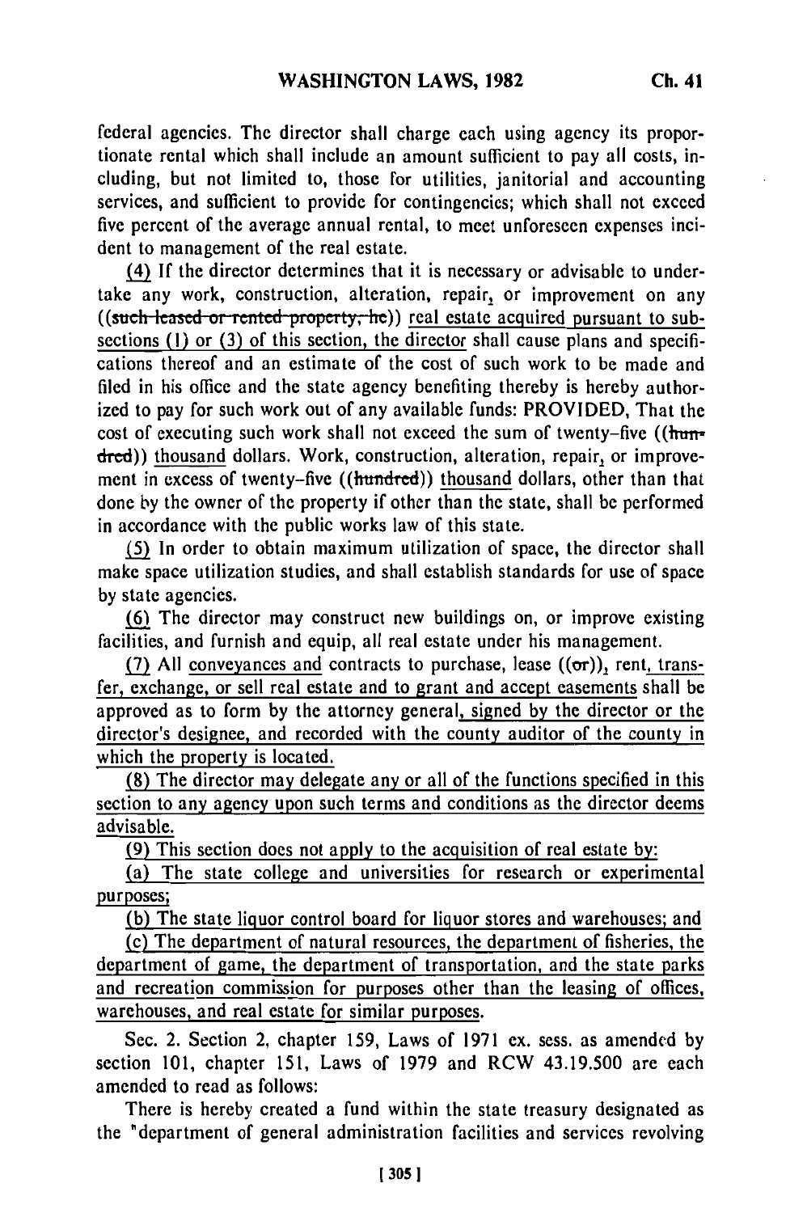federal agencies. The director shall charge each using agency its proportionate rental which shall include an amount sufficient to pay all costs, including, but not limited to, those for utilities, janitorial and accounting services, and sufficient to provide for contingencies; which shall not exceed five percent of the average annual rental, to meet unforeseen expenses incident to management of the real estate.

(4) If the director determines that it is necessary or advisable to undertake any work, construction, alteration, repair, or improvement on any ((such leased or rented property, he)) real estate acquired pursuant to subsections (1) or (3) of this section, the director shall cause plans and specifications thereof and an estimate of the cost of such work to be made and filed in his office and the state agency benefiting thereby is hereby authorized to pay for such work out of any available funds: PROVIDED, That the cost of executing such work shall not exceed the sum of twenty-five ((hundred)) thousand dollars. Work, construction, alteration, repair, or improvement in excess of twenty-five ((hundred)) thousand dollars, other than that done by the owner of the property if other than the state, shall be performed in accordance with the public works law of this state.

(5) In order to obtain maximum utilization of space, the director shall make space utilization studies, and shall establish standards for use of space by state agencies.

(6) The director may construct new buildings on, or improve existing facilities, and furnish and equip, all real estate under his management.

(7) All conveyances and contracts to purchase, lease ((or)), rent, transfer, exchange, or sell real estate and to grant and accept easements shall be approved as to form by the attorney general, signed by the director or the director's designee, and recorded with the county auditor of the county in which the property is located.

(8) The director may delegate any or all of the functions specified in this section to any agency upon such terms and conditions as the director deems advisable.

(9) This section does not apply to the acquisition of real estate by:

(a) The state college and universities for research or experimental purposes;

(b) The state liquor control board for liquor stores and warehouses; and

(c) The department of natural resources, the department of fisheries, the department of game, the department of transportation, and the state parks and recreation commission for purposes other than the leasing of offices, warehouses, and real estate for similar purposes.

Sec. 2. Section 2, chapter 159, Laws of 1971 ex. sess. as amended by section 101, chapter 151, Laws of 1979 and RCW 43.19.500 are each amended to read as follows:

There is hereby created a fund within the state treasury designated as the "department of general administration facilities and services revolving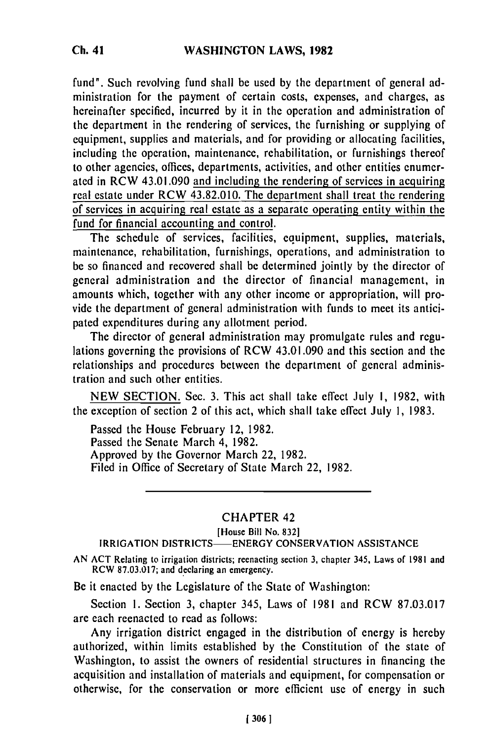fund". Such revolving fund shall be used by the department of general administration for the payment of certain costs, expenses, and charges, as hereinafter specified, incurred by it in the operation and administration of the department in the rendering of services, the furnishing or supplying of equipment, supplies and materials, and for providing or allocating facilities, including the operation, maintenance, rehabilitation, or furnishings thereof to other agencies, offices, departments, activities, and other entities enumerated in RCW 43.01.090 <u>and including the rendering of services in acquiring real estate under RCW 43.82.010. The department shall treat the rendering of services in acquiring real estate as a separate operating entity within the fund for financial accounting and control.</u>

The schedule of services, facilities, equipment, supplies, materials, maintenance, rehabilitation, furnishings, operations, and administration to be so financed and recovered shall be determined jointly by the director of general administration and the director of financial management, in amounts which, together with any other income or appropriation, will provide the department of general administration with funds to meet its anticipated expenditures during any allotment period.

The director of general administration may promulgate rules and regulations governing the provisions of RCW 43.01.090 and this section and the relationships and procedures between the department of general administration and such other entities.

<u>NEW SECTION.</u> Sec. 3. This act shall take effect July 1, 1982, with the exception of section 2 of this act, which shall take effect July 1, 1983.

Passed the House February 12, 1982.
Passed the Senate March 4, 1982.
Approved by the Governor March 22, 1982.
Filed in Office of Secretary of State March 22, 1982.

---

## CHAPTER 42

[House Bill No. 832]

IRRIGATION DISTRICTS——ENERGY CONSERVATION ASSISTANCE

AN ACT Relating to irrigation districts; reenacting section 3, chapter 345, Laws of 1981 and RCW 87.03.017; and declaring an emergency.

Be it enacted by the Legislature of the State of Washington:

Section 1. Section 3, chapter 345, Laws of 1981 and RCW 87.03.017 are each reenacted to read as follows:

Any irrigation district engaged in the distribution of energy is hereby authorized, within limits established by the Constitution of the state of Washington, to assist the owners of residential structures in financing the acquisition and installation of materials and equipment, for compensation or otherwise, for the conservation or more efficient use of energy in such